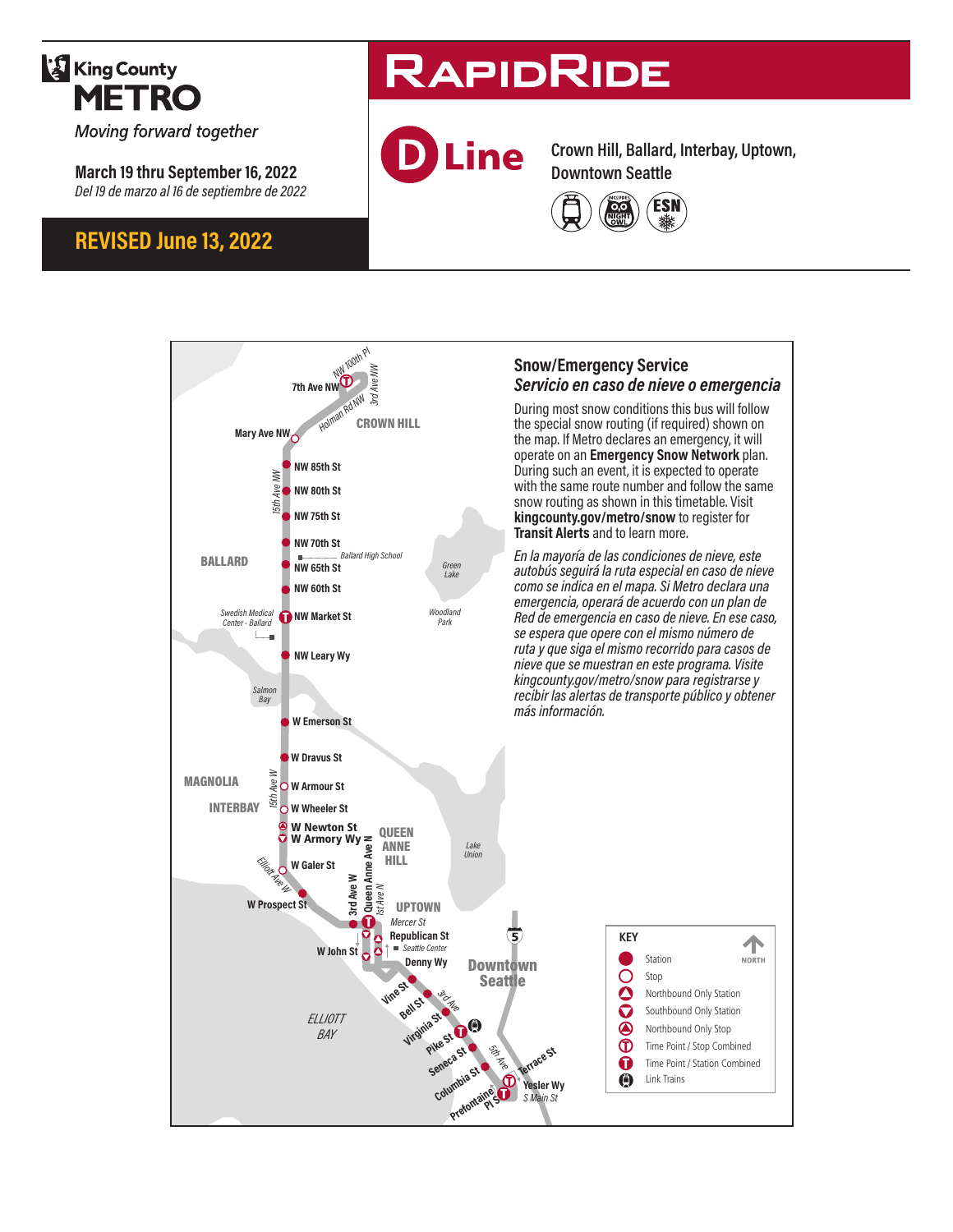King County METRO

*Moving forward together*

**March 19 thru September 16, 2022**

*Del 19 de marzo al 16 de septiembre de 2022*

## REVISED June 13, 2022

# RapidRide

# D Line

**Crown Hill, Ballard, Interbay, Uptown, Downtown Seattle**

7th Ave NW
NW 100th Pl
3rd Ave NW
Holman Rd NW
CROWN HILL
Mary Ave NW
NW 85th St
15th Ave NW
NW 80th St
NW 75th St
NW 70th St
BALLARD
Ballard High School
NW 65th St
Green Lake
NW 60th St
Woodland Park
Swedish Medical Center - Ballard
NW Market St
NW Leary Wy
Salmon Bay
W Emerson St
W Dravus St
MAGNOLIA
15th Ave W
W Armour St
INTERBAY
W Wheeler St
W Newton St
W Armory Wy
QUEEN ANNE HILL
Queen Anne Ave N
Lake Union
Elliott Ave W
W Galer St
3rd Ave W
1st Ave N
W Prospect St
UPTOWN
Mercer St
Republican St
Seattle Center
W John St
Denny Wy
5
Downtown Seattle
Vine St
3rd Ave
Bell St
ELLIOTT BAY
Virginia St
Pike St
Seneca St
5th Ave
Terrace St
Columbia St
Prefontaine Pl S
Yesler Wy
S Main St

**KEY**

- Station
- Stop
- Northbound Only Station
- Southbound Only Station
- Northbound Only Stop
- Time Point / Stop Combined
- Time Point / Station Combined
- Link Trains

NORTH

## Snow/Emergency Service

## *Servicio en caso de nieve o emergencia*

During most snow conditions this bus will follow the special snow routing (if required) shown on the map. If Metro declares an emergency, it will operate on an **Emergency Snow Network** plan. During such an event, it is expected to operate with the same route number and follow the same snow routing as shown in this timetable. Visit **kingcounty.gov/metro/snow** to register for **Transit Alerts** and to learn more.

*En la mayoría de las condiciones de nieve, este autobús seguirá la ruta especial en caso de nieve como se indica en el mapa. Si Metro declara una emergencia, operará de acuerdo con un plan de Red de emergencia en caso de nieve. En ese caso, se espera que opere con el mismo número de ruta y que siga el mismo recorrido para casos de nieve que se muestran en este programa. Visite kingcounty.gov/metro/snow para registrarse y recibir las alertas de transporte público y obtener más información.*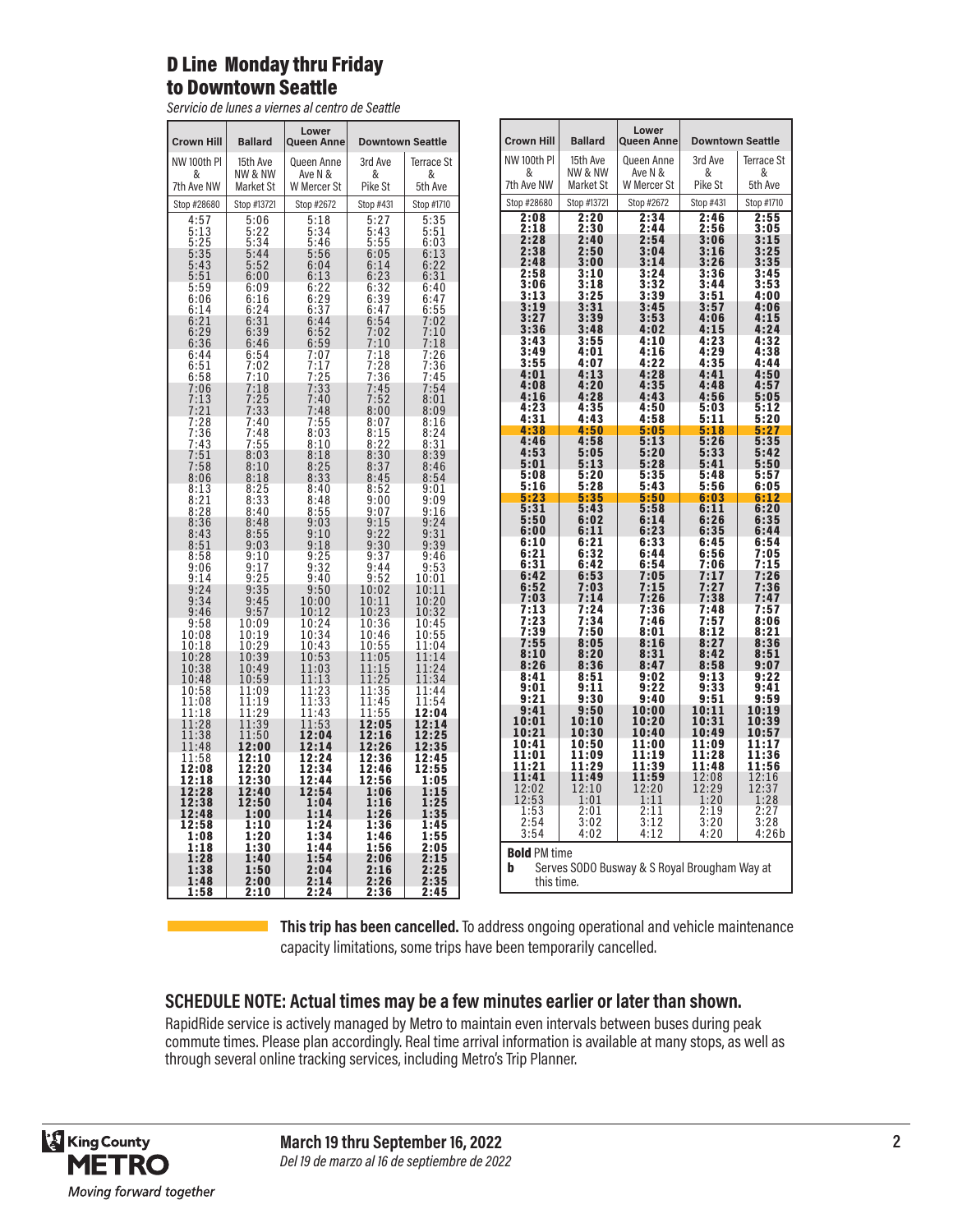# D Line Monday thru Friday to Downtown Seattle

*Servicio de lunes a viernes al centro de Seattle*

| Crown Hill | Ballard | Lower Queen Anne | Downtown Seattle | |
|---|---|---|---|---|
| NW 100th Pl & 7th Ave NW | 15th Ave NW & NW Market St | Queen Anne Ave N & W Mercer St | 3rd Ave & Pike St | Terrace St & 5th Ave |
| Stop #28680 | Stop #13721 | Stop #2672 | Stop #431 | Stop #1710 |
| 4:57 | 5:06 | 5:18 | 5:27 | 5:35 |
| 5:13 | 5:22 | 5:34 | 5:43 | 5:51 |
| 5:25 | 5:34 | 5:46 | 5:55 | 6:03 |
| 5:35 | 5:44 | 5:56 | 6:05 | 6:13 |
| 5:43 | 5:52 | 6:04 | 6:14 | 6:22 |
| 5:51 | 6:00 | 6:13 | 6:23 | 6:31 |
| 5:59 | 6:09 | 6:22 | 6:32 | 6:40 |
| 6:06 | 6:16 | 6:29 | 6:39 | 6:47 |
| 6:14 | 6:24 | 6:37 | 6:47 | 6:55 |
| 6:21 | 6:31 | 6:44 | 6:54 | 7:02 |
| 6:29 | 6:39 | 6:52 | 7:02 | 7:10 |
| 6:36 | 6:46 | 6:59 | 7:10 | 7:18 |
| 6:44 | 6:54 | 7:07 | 7:18 | 7:26 |
| 6:51 | 7:02 | 7:17 | 7:28 | 7:36 |
| 6:58 | 7:10 | 7:25 | 7:36 | 7:45 |
| 7:06 | 7:18 | 7:33 | 7:45 | 7:54 |
| 7:13 | 7:25 | 7:40 | 7:52 | 8:01 |
| 7:21 | 7:33 | 7:48 | 8:00 | 8:09 |
| 7:28 | 7:40 | 7:55 | 8:07 | 8:16 |
| 7:36 | 7:48 | 8:03 | 8:15 | 8:24 |
| 7:43 | 7:55 | 8:10 | 8:22 | 8:31 |
| 7:51 | 8:03 | 8:18 | 8:30 | 8:39 |
| 7:58 | 8:10 | 8:25 | 8:37 | 8:46 |
| 8:06 | 8:18 | 8:33 | 8:45 | 8:54 |
| 8:13 | 8:25 | 8:40 | 8:52 | 9:01 |
| 8:21 | 8:33 | 8:48 | 9:00 | 9:09 |
| 8:28 | 8:40 | 8:55 | 9:07 | 9:16 |
| 8:36 | 8:48 | 9:03 | 9:15 | 9:24 |
| 8:43 | 8:55 | 9:10 | 9:22 | 9:31 |
| 8:51 | 9:03 | 9:18 | 9:30 | 9:39 |
| 8:58 | 9:10 | 9:25 | 9:37 | 9:46 |
| 9:06 | 9:17 | 9:32 | 9:44 | 9:53 |
| 9:14 | 9:25 | 9:40 | 9:52 | 10:01 |
| 9:24 | 9:35 | 9:50 | 10:02 | 10:11 |
| 9:34 | 9:45 | 10:00 | 10:11 | 10:20 |
| 9:46 | 9:57 | 10:12 | 10:23 | 10:32 |
| 9:58 | 10:09 | 10:24 | 10:36 | 10:45 |
| 10:08 | 10:19 | 10:34 | 10:46 | 10:55 |
| 10:18 | 10:29 | 10:43 | 10:55 | 11:04 |
| 10:28 | 10:39 | 10:53 | 11:05 | 11:14 |
| 10:38 | 10:49 | 11:03 | 11:15 | 11:24 |
| 10:48 | 10:59 | 11:13 | 11:25 | 11:34 |
| 10:58 | 11:09 | 11:23 | 11:35 | 11:44 |
| 11:08 | 11:19 | 11:33 | 11:45 | 11:54 |
| 11:18 | 11:29 | 11:43 | 11:55 | **12:04** |
| 11:28 | 11:39 | 11:53 | **12:05** | **12:14** |
| 11:38 | 11:50 | **12:04** | **12:16** | **12:25** |
| 11:48 | **12:00** | **12:14** | **12:26** | **12:35** |
| 11:58 | **12:10** | **12:24** | **12:36** | **12:45** |
| **12:08** | **12:20** | **12:34** | **12:46** | **12:55** |
| **12:18** | **12:30** | **12:44** | **12:56** | **1:05** |
| **12:28** | **12:40** | **12:54** | **1:06** | **1:15** |
| **12:38** | **12:50** | **1:04** | **1:16** | **1:25** |
| **12:48** | **1:00** | **1:14** | **1:26** | **1:35** |
| **12:58** | **1:10** | **1:24** | **1:36** | **1:45** |
| **1:08** | **1:20** | **1:34** | **1:46** | **1:55** |
| **1:18** | **1:30** | **1:44** | **1:56** | **2:05** |
| **1:28** | **1:40** | **1:54** | **2:06** | **2:15** |
| **1:38** | **1:50** | **2:04** | **2:16** | **2:25** |
| **1:48** | **2:00** | **2:14** | **2:26** | **2:35** |
| **1:58** | **2:10** | **2:24** | **2:36** | **2:45** |
| **2:08** | **2:20** | **2:34** | **2:46** | **2:55** |
| **2:18** | **2:30** | **2:44** | **2:56** | **3:05** |
| **2:28** | **2:40** | **2:54** | **3:06** | **3:15** |
| **2:38** | **2:50** | **3:04** | **3:16** | **3:25** |
| **2:48** | **3:00** | **3:14** | **3:26** | **3:35** |
| **2:58** | **3:10** | **3:24** | **3:36** | **3:45** |
| **3:06** | **3:18** | **3:32** | **3:44** | **3:53** |
| **3:13** | **3:25** | **3:39** | **3:51** | **4:00** |
| **3:19** | **3:31** | **3:45** | **3:57** | **4:06** |
| **3:27** | **3:39** | **3:53** | **4:06** | **4:15** |
| **3:36** | **3:48** | **4:02** | **4:15** | **4:24** |
| **3:43** | **3:55** | **4:10** | **4:23** | **4:32** |
| **3:49** | **4:01** | **4:16** | **4:29** | **4:38** |
| **3:55** | **4:07** | **4:22** | **4:35** | **4:44** |
| **4:01** | **4:13** | **4:28** | **4:41** | **4:50** |
| **4:08** | **4:20** | **4:35** | **4:48** | **4:57** |
| **4:16** | **4:28** | **4:43** | **4:56** | **5:05** |
| **4:23** | **4:35** | **4:50** | **5:03** | **5:12** |
| **4:31** | **4:43** | **4:58** | **5:11** | **5:20** |
| **4:38** | **4:50** | **5:05** | **5:18** | **5:27** |
| **4:46** | **4:58** | **5:13** | **5:26** | **5:35** |
| **4:53** | **5:05** | **5:20** | **5:33** | **5:42** |
| **5:01** | **5:13** | **5:28** | **5:41** | **5:50** |
| **5:08** | **5:20** | **5:35** | **5:48** | **5:57** |
| **5:16** | **5:28** | **5:43** | **5:56** | **6:05** |
| **5:23** | **5:35** | **5:50** | **6:03** | **6:12** |
| **5:31** | **5:43** | **5:58** | **6:11** | **6:20** |
| **5:50** | **6:02** | **6:14** | **6:26** | **6:35** |
| **6:00** | **6:11** | **6:23** | **6:35** | **6:44** |
| **6:10** | **6:21** | **6:33** | **6:45** | **6:54** |
| **6:21** | **6:32** | **6:44** | **6:56** | **7:05** |
| **6:31** | **6:42** | **6:54** | **7:06** | **7:15** |
| **6:42** | **6:53** | **7:05** | **7:17** | **7:26** |
| **6:52** | **7:03** | **7:15** | **7:27** | **7:36** |
| **7:03** | **7:14** | **7:26** | **7:38** | **7:47** |
| **7:13** | **7:24** | **7:36** | **7:48** | **7:57** |
| **7:23** | **7:34** | **7:46** | **7:57** | **8:06** |
| **7:39** | **7:50** | **8:01** | **8:12** | **8:21** |
| **7:55** | **8:05** | **8:16** | **8:27** | **8:36** |
| **8:10** | **8:20** | **8:31** | **8:42** | **8:51** |
| **8:26** | **8:36** | **8:47** | **8:58** | **9:07** |
| **8:41** | **8:51** | **9:02** | **9:13** | **9:22** |
| **9:01** | **9:11** | **9:22** | **9:33** | **9:41** |
| **9:21** | **9:30** | **9:40** | **9:51** | **9:59** |
| **9:41** | **9:50** | **10:00** | **10:11** | **10:19** |
| **10:01** | **10:10** | **10:20** | **10:31** | **10:39** |
| **10:21** | **10:30** | **10:40** | **10:49** | **10:57** |
| **10:41** | **10:50** | **11:00** | **11:09** | **11:17** |
| **11:01** | **11:09** | **11:19** | **11:28** | **11:36** |
| **11:21** | **11:29** | **11:39** | **11:48** | **11:56** |
| **11:41** | **11:49** | **11:59** | 12:08 | 12:16 |
| 12:02 | 12:10 | 12:20 | 12:29 | 12:37 |
| 12:53 | 1:01 | 1:11 | 1:20 | 1:28 |
| 1:53 | 2:01 | 2:11 | 2:19 | 2:27 |
| 2:54 | 3:02 | 3:12 | 3:20 | 3:28 |
| 3:54 | 4:02 | 4:12 | 4:20 | 4:26b |

**Bold** PM time

**b** Serves SODO Busway & S Royal Brougham Way at this time.

**This trip has been cancelled.** To address ongoing operational and vehicle maintenance capacity limitations, some trips have been temporarily cancelled. (Cancelled trips: 4:38 PM and 5:23 PM from Crown Hill.)

## SCHEDULE NOTE: Actual times may be a few minutes earlier or later than shown.

RapidRide service is actively managed by Metro to maintain even intervals between buses during peak commute times. Please plan accordingly. Real time arrival information is available at many stops, as well as through several online tracking services, including Metro's Trip Planner.

King County METRO *Moving forward together*

**March 19 thru September 16, 2022**
*Del 19 de marzo al 16 de septiembre de 2022*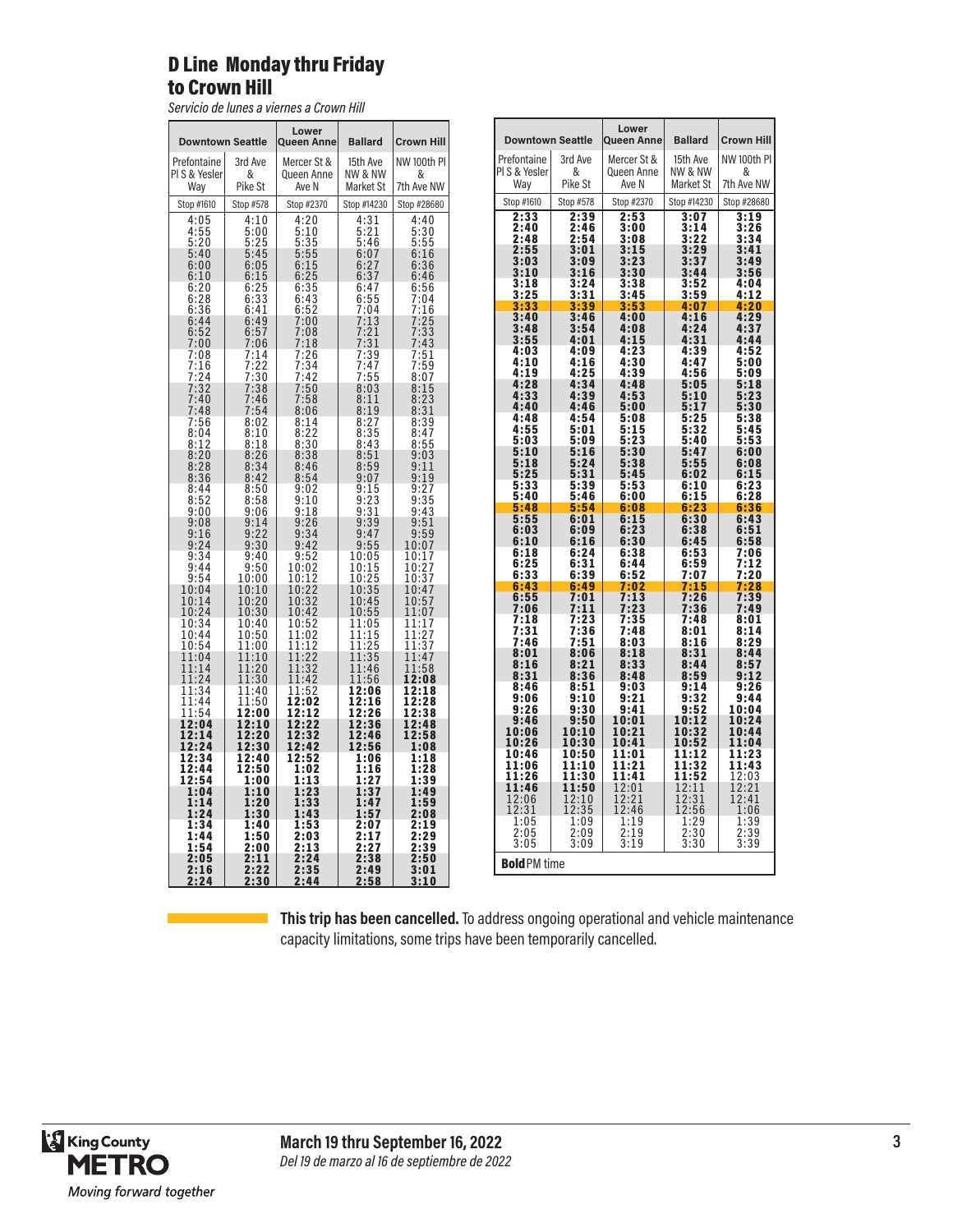# D Line Monday thru Friday to Crown Hill

*Servicio de lunes a viernes a Crown Hill*

| Downtown Seattle | | Lower Queen Anne | Ballard | Crown Hill |
|---|---|---|---|---|
| Prefontaine Pl S & Yesler Way | 3rd Ave & Pike St | Mercer St & Queen Anne Ave N | 15th Ave NW & NW Market St | NW 100th Pl & 7th Ave NW |
| Stop #1610 | Stop #578 | Stop #2370 | Stop #14230 | Stop #28680 |
| 4:05 | 4:10 | 4:20 | 4:31 | 4:40 |
| 4:55 | 5:00 | 5:10 | 5:21 | 5:30 |
| 5:20 | 5:25 | 5:35 | 5:46 | 5:55 |
| 5:40 | 5:45 | 5:55 | 6:07 | 6:16 |
| 6:00 | 6:05 | 6:15 | 6:27 | 6:36 |
| 6:10 | 6:15 | 6:25 | 6:37 | 6:46 |
| 6:20 | 6:25 | 6:35 | 6:47 | 6:56 |
| 6:28 | 6:33 | 6:43 | 6:55 | 7:04 |
| 6:36 | 6:41 | 6:52 | 7:04 | 7:16 |
| 6:44 | 6:49 | 7:00 | 7:13 | 7:25 |
| 6:52 | 6:57 | 7:08 | 7:21 | 7:33 |
| 7:00 | 7:06 | 7:18 | 7:31 | 7:43 |
| 7:08 | 7:14 | 7:26 | 7:39 | 7:51 |
| 7:16 | 7:22 | 7:34 | 7:47 | 7:59 |
| 7:24 | 7:30 | 7:42 | 7:55 | 8:07 |
| 7:32 | 7:38 | 7:50 | 8:03 | 8:15 |
| 7:40 | 7:46 | 7:58 | 8:11 | 8:23 |
| 7:48 | 7:54 | 8:06 | 8:19 | 8:31 |
| 7:56 | 8:02 | 8:14 | 8:27 | 8:39 |
| 8:04 | 8:10 | 8:22 | 8:35 | 8:47 |
| 8:12 | 8:18 | 8:30 | 8:43 | 8:55 |
| 8:20 | 8:26 | 8:38 | 8:51 | 9:03 |
| 8:28 | 8:34 | 8:46 | 8:59 | 9:11 |
| 8:36 | 8:42 | 8:54 | 9:07 | 9:19 |
| 8:44 | 8:50 | 9:02 | 9:15 | 9:27 |
| 8:52 | 8:58 | 9:10 | 9:23 | 9:35 |
| 9:00 | 9:06 | 9:18 | 9:31 | 9:43 |
| 9:08 | 9:14 | 9:26 | 9:39 | 9:51 |
| 9:16 | 9:22 | 9:34 | 9:47 | 9:59 |
| 9:24 | 9:30 | 9:42 | 9:55 | 10:07 |
| 9:34 | 9:40 | 9:52 | 10:05 | 10:17 |
| 9:44 | 9:50 | 10:02 | 10:15 | 10:27 |
| 9:54 | 10:00 | 10:12 | 10:25 | 10:37 |
| 10:04 | 10:10 | 10:22 | 10:35 | 10:47 |
| 10:14 | 10:20 | 10:32 | 10:45 | 10:57 |
| 10:24 | 10:30 | 10:42 | 10:55 | 11:07 |
| 10:34 | 10:40 | 10:52 | 11:05 | 11:17 |
| 10:44 | 10:50 | 11:02 | 11:15 | 11:27 |
| 10:54 | 11:00 | 11:12 | 11:25 | 11:37 |
| 11:04 | 11:10 | 11:22 | 11:35 | 11:47 |
| 11:14 | 11:20 | 11:32 | 11:46 | 11:58 |
| 11:24 | 11:30 | 11:42 | 11:56 | **12:08** |
| 11:34 | 11:40 | 11:52 | **12:06** | **12:18** |
| 11:44 | 11:50 | **12:02** | **12:16** | **12:28** |
| 11:54 | **12:00** | **12:12** | **12:26** | **12:38** |
| **12:04** | **12:10** | **12:22** | **12:36** | **12:48** |
| **12:14** | **12:20** | **12:32** | **12:46** | **12:58** |
| **12:24** | **12:30** | **12:42** | **12:56** | **1:08** |
| **12:34** | **12:40** | **12:52** | **1:06** | **1:18** |
| **12:44** | **12:50** | **1:02** | **1:16** | **1:28** |
| **12:54** | **1:00** | **1:13** | **1:27** | **1:39** |
| **1:04** | **1:10** | **1:23** | **1:37** | **1:49** |
| **1:14** | **1:20** | **1:33** | **1:47** | **1:59** |
| **1:24** | **1:30** | **1:43** | **1:57** | **2:08** |
| **1:34** | **1:40** | **1:53** | **2:07** | **2:19** |
| **1:44** | **1:50** | **2:03** | **2:17** | **2:29** |
| **1:54** | **2:00** | **2:13** | **2:27** | **2:39** |
| **2:05** | **2:11** | **2:24** | **2:38** | **2:50** |
| **2:16** | **2:22** | **2:35** | **2:49** | **3:01** |
| **2:24** | **2:30** | **2:44** | **2:58** | **3:10** |
| **2:33** | **2:39** | **2:53** | **3:07** | **3:19** |
| **2:40** | **2:46** | **3:00** | **3:14** | **3:26** |
| **2:48** | **2:54** | **3:08** | **3:22** | **3:34** |
| **2:55** | **3:01** | **3:15** | **3:29** | **3:41** |
| **3:03** | **3:09** | **3:23** | **3:37** | **3:49** |
| **3:10** | **3:16** | **3:30** | **3:44** | **3:56** |
| **3:18** | **3:24** | **3:38** | **3:52** | **4:04** |
| **3:25** | **3:31** | **3:45** | **3:59** | **4:12** |
| **3:33** | **3:39** | **3:53** | **4:07** | **4:20** |
| **3:40** | **3:46** | **4:00** | **4:16** | **4:29** |
| **3:48** | **3:54** | **4:08** | **4:24** | **4:37** |
| **3:55** | **4:01** | **4:15** | **4:31** | **4:44** |
| **4:03** | **4:09** | **4:23** | **4:39** | **4:52** |
| **4:10** | **4:16** | **4:30** | **4:47** | **5:00** |
| **4:19** | **4:25** | **4:39** | **4:56** | **5:09** |
| **4:28** | **4:34** | **4:48** | **5:05** | **5:18** |
| **4:33** | **4:39** | **4:53** | **5:10** | **5:23** |
| **4:40** | **4:46** | **5:00** | **5:17** | **5:30** |
| **4:48** | **4:54** | **5:08** | **5:25** | **5:38** |
| **4:55** | **5:01** | **5:15** | **5:32** | **5:45** |
| **5:03** | **5:09** | **5:23** | **5:40** | **5:53** |
| **5:10** | **5:16** | **5:30** | **5:47** | **6:00** |
| **5:18** | **5:24** | **5:38** | **5:55** | **6:08** |
| **5:25** | **5:31** | **5:45** | **6:02** | **6:15** |
| **5:33** | **5:39** | **5:53** | **6:10** | **6:23** |
| **5:40** | **5:46** | **6:00** | **6:15** | **6:28** |
| **5:48** | **5:54** | **6:08** | **6:23** | **6:36** |
| **5:55** | **6:01** | **6:15** | **6:30** | **6:43** |
| **6:03** | **6:09** | **6:23** | **6:38** | **6:51** |
| **6:10** | **6:16** | **6:30** | **6:45** | **6:58** |
| **6:18** | **6:24** | **6:38** | **6:53** | **7:06** |
| **6:25** | **6:31** | **6:44** | **6:59** | **7:12** |
| **6:33** | **6:39** | **6:52** | **7:07** | **7:20** |
| **6:43** | **6:49** | **7:02** | **7:15** | **7:28** |
| **6:55** | **7:01** | **7:13** | **7:26** | **7:39** |
| **7:06** | **7:11** | **7:23** | **7:36** | **7:49** |
| **7:18** | **7:23** | **7:35** | **7:48** | **8:01** |
| **7:31** | **7:36** | **7:48** | **8:01** | **8:14** |
| **7:46** | **7:51** | **8:03** | **8:16** | **8:29** |
| **8:01** | **8:06** | **8:18** | **8:31** | **8:44** |
| **8:16** | **8:21** | **8:33** | **8:44** | **8:57** |
| **8:31** | **8:36** | **8:48** | **8:59** | **9:12** |
| **8:46** | **8:51** | **9:03** | **9:14** | **9:26** |
| **9:06** | **9:10** | **9:21** | **9:32** | **9:44** |
| **9:26** | **9:30** | **9:41** | **9:52** | **10:04** |
| **9:46** | **9:50** | **10:01** | **10:12** | **10:24** |
| **10:06** | **10:10** | **10:21** | **10:32** | **10:44** |
| **10:26** | **10:30** | **10:41** | **10:52** | **11:04** |
| **10:46** | **10:50** | **11:01** | **11:12** | **11:23** |
| **11:06** | **11:10** | **11:21** | **11:32** | **11:43** |
| **11:26** | **11:30** | **11:41** | **11:52** | 12:03 |
| **11:46** | **11:50** | 12:01 | 12:11 | 12:21 |
| 12:06 | 12:10 | 12:21 | 12:31 | 12:41 |
| 12:31 | 12:35 | 12:46 | 12:56 | 1:06 |
| 1:05 | 1:09 | 1:19 | 1:29 | 1:39 |
| 2:05 | 2:09 | 2:19 | 2:30 | 2:39 |
| 3:05 | 3:09 | 3:19 | 3:30 | 3:39 |

**Bold** PM time

**This trip has been cancelled.** To address ongoing operational and vehicle maintenance capacity limitations, some trips have been temporarily cancelled.

King County METRO
*Moving forward together*

**March 19 thru September 16, 2022**
*Del 19 de marzo al 16 de septiembre de 2022*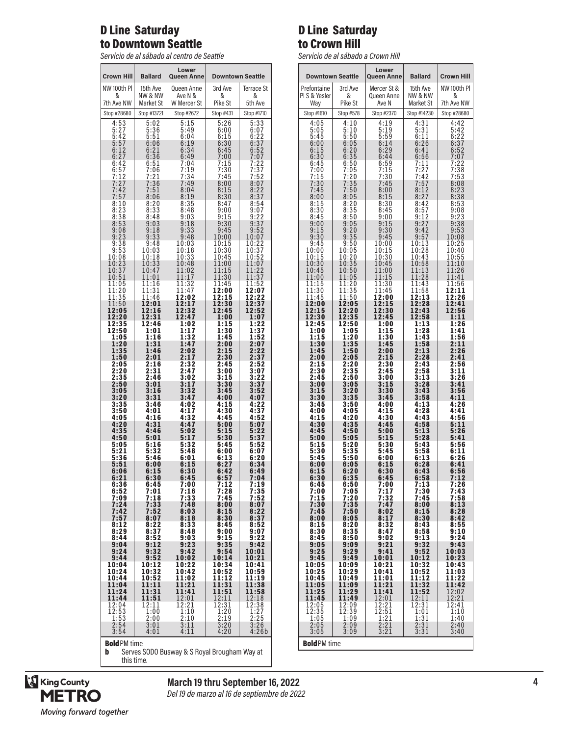## D Line Saturday to Downtown Seattle

*Servicio de al sábado al centro de Seattle*

| Crown Hill | Ballard | Lower Queen Anne | Downtown Seattle | |
|---|---|---|---|---|
| NW 100th Pl & 7th Ave NW | 15th Ave NW & NW Market St | Queen Anne Ave N & W Mercer St | 3rd Ave & Pike St | Terrace St & 5th Ave |
| Stop #28680 | Stop #13721 | Stop #2672 | Stop #431 | Stop #1710 |
| 4:53 | 5:02 | 5:15 | 5:26 | 5:33 |
| 5:27 | 5:36 | 5:49 | 6:00 | 6:07 |
| 5:42 | 5:51 | 6:04 | 6:15 | 6:22 |
| 5:57 | 6:06 | 6:19 | 6:30 | 6:37 |
| 6:12 | 6:21 | 6:34 | 6:45 | 6:52 |
| 6:27 | 6:36 | 6:49 | 7:00 | 7:07 |
| 6:42 | 6:51 | 7:04 | 7:15 | 7:22 |
| 6:57 | 7:06 | 7:19 | 7:30 | 7:37 |
| 7:12 | 7:21 | 7:34 | 7:45 | 7:52 |
| 7:27 | 7:36 | 7:49 | 8:00 | 8:07 |
| 7:42 | 7:51 | 8:04 | 8:15 | 8:22 |
| 7:57 | 8:06 | 8:19 | 8:30 | 8:37 |
| 8:10 | 8:20 | 8:35 | 8:47 | 8:54 |
| 8:23 | 8:33 | 8:48 | 9:00 | 9:07 |
| 8:38 | 8:48 | 9:03 | 9:15 | 9:22 |
| 8:53 | 9:03 | 9:18 | 9:30 | 9:37 |
| 9:08 | 9:18 | 9:33 | 9:45 | 9:52 |
| 9:23 | 9:33 | 9:48 | 10:00 | 10:07 |
| 9:38 | 9:48 | 10:03 | 10:15 | 10:22 |
| 9:53 | 10:03 | 10:18 | 10:30 | 10:37 |
| 10:08 | 10:18 | 10:33 | 10:45 | 10:52 |
| 10:23 | 10:33 | 10:48 | 11:00 | 11:07 |
| 10:37 | 10:47 | 11:02 | 11:15 | 11:22 |
| 10:51 | 11:01 | 11:17 | 11:30 | 11:37 |
| 11:05 | 11:16 | 11:32 | 11:45 | 11:52 |
| 11:20 | 11:31 | 11:47 | **12:00** | **12:07** |
| 11:35 | 11:46 | **12:02** | **12:15** | **12:22** |
| 11:50 | **12:01** | **12:17** | **12:30** | **12:37** |
| **12:05** | **12:16** | **12:32** | **12:45** | **12:52** |
| **12:20** | **12:31** | **12:47** | **1:00** | **1:07** |
| **12:35** | **12:46** | **1:02** | **1:15** | **1:22** |
| **12:50** | **1:01** | **1:17** | **1:30** | **1:37** |
| **1:05** | **1:16** | **1:32** | **1:45** | **1:52** |
| **1:20** | **1:31** | **1:47** | **2:00** | **2:07** |
| **1:35** | **1:46** | **2:02** | **2:15** | **2:22** |
| **1:50** | **2:01** | **2:17** | **2:30** | **2:37** |
| **2:05** | **2:16** | **2:32** | **2:45** | **2:52** |
| **2:20** | **2:31** | **2:47** | **3:00** | **3:07** |
| **2:35** | **2:46** | **3:02** | **3:15** | **3:22** |
| **2:50** | **3:01** | **3:17** | **3:30** | **3:37** |
| **3:05** | **3:16** | **3:32** | **3:45** | **3:52** |
| **3:20** | **3:31** | **3:47** | **4:00** | **4:07** |
| **3:35** | **3:46** | **4:02** | **4:15** | **4:22** |
| **3:50** | **4:01** | **4:17** | **4:30** | **4:37** |
| **4:05** | **4:16** | **4:32** | **4:45** | **4:52** |
| **4:20** | **4:31** | **4:47** | **5:00** | **5:07** |
| **4:35** | **4:46** | **5:02** | **5:15** | **5:22** |
| **4:50** | **5:01** | **5:17** | **5:30** | **5:37** |
| **5:05** | **5:16** | **5:32** | **5:45** | **5:52** |
| **5:21** | **5:32** | **5:48** | **6:00** | **6:07** |
| **5:36** | **5:46** | **6:01** | **6:13** | **6:20** |
| **5:51** | **6:00** | **6:15** | **6:27** | **6:34** |
| **6:06** | **6:15** | **6:30** | **6:42** | **6:49** |
| **6:21** | **6:30** | **6:45** | **6:57** | **7:04** |
| **6:36** | **6:45** | **7:00** | **7:12** | **7:19** |
| **6:52** | **7:01** | **7:16** | **7:28** | **7:35** |
| **7:09** | **7:18** | **7:33** | **7:45** | **7:52** |
| **7:24** | **7:33** | **7:48** | **8:00** | **8:07** |
| **7:42** | **7:52** | **8:03** | **8:15** | **8:22** |
| **7:57** | **8:07** | **8:18** | **8:30** | **8:37** |
| **8:12** | **8:22** | **8:33** | **8:45** | **8:52** |
| **8:29** | **8:37** | **8:48** | **9:00** | **9:07** |
| **8:44** | **8:52** | **9:03** | **9:15** | **9:22** |
| **9:04** | **9:12** | **9:23** | **9:35** | **9:42** |
| **9:24** | **9:32** | **9:42** | **9:54** | **10:01** |
| **9:44** | **9:52** | **10:02** | **10:14** | **10:21** |
| **10:04** | **10:12** | **10:22** | **10:34** | **10:41** |
| **10:24** | **10:32** | **10:42** | **10:52** | **10:59** |
| **10:44** | **10:52** | **11:02** | **11:12** | **11:19** |
| **11:04** | **11:11** | **11:21** | **11:31** | **11:38** |
| **11:24** | **11:31** | **11:41** | **11:51** | **11:58** |
| **11:44** | **11:51** | 12:01 | 12:11 | 12:18 |
| 12:04 | 12:11 | 12:21 | 12:31 | 12:38 |
| 12:53 | 1:00 | 1:10 | 1:20 | 1:27 |
| 1:53 | 2:00 | 2:10 | 2:19 | 2:25 |
| 2:54 | 3:01 | 3:11 | 3:20 | 3:26 |
| 3:54 | 4:01 | 4:11 | 4:20 | 4:26b |

**Bold** PM time

**b** Serves SODO Busway & S Royal Brougham Way at this time.

## D Line Saturday to Crown Hill

*Servicio de al sábado a Crown Hill*

| Downtown Seattle | | Lower Queen Anne | Ballard | Crown Hill |
|---|---|---|---|---|
| Prefontaine Pl S & Yesler Way | 3rd Ave & Pike St | Mercer St & Queen Anne Ave N | 15th Ave NW & NW Market St | NW 100th Pl & 7th Ave NW |
| Stop #1610 | Stop #578 | Stop #2370 | Stop #14230 | Stop #28680 |
| 4:05 | 4:10 | 4:19 | 4:31 | 4:42 |
| 5:05 | 5:10 | 5:19 | 5:31 | 5:42 |
| 5:45 | 5:50 | 5:59 | 6:11 | 6:22 |
| 6:00 | 6:05 | 6:14 | 6:26 | 6:37 |
| 6:15 | 6:20 | 6:29 | 6:41 | 6:52 |
| 6:30 | 6:35 | 6:44 | 6:56 | 7:07 |
| 6:45 | 6:50 | 6:59 | 7:11 | 7:22 |
| 7:00 | 7:05 | 7:15 | 7:27 | 7:38 |
| 7:15 | 7:20 | 7:30 | 7:42 | 7:53 |
| 7:30 | 7:35 | 7:45 | 7:57 | 8:08 |
| 7:45 | 7:50 | 8:00 | 8:12 | 8:23 |
| 8:00 | 8:05 | 8:15 | 8:27 | 8:38 |
| 8:15 | 8:20 | 8:30 | 8:42 | 8:53 |
| 8:30 | 8:35 | 8:45 | 8:57 | 9:08 |
| 8:45 | 8:50 | 9:00 | 9:12 | 9:23 |
| 9:00 | 9:05 | 9:15 | 9:27 | 9:38 |
| 9:15 | 9:20 | 9:30 | 9:42 | 9:53 |
| 9:30 | 9:35 | 9:45 | 9:57 | 10:08 |
| 9:45 | 9:50 | 10:00 | 10:13 | 10:25 |
| 10:00 | 10:05 | 10:15 | 10:28 | 10:40 |
| 10:15 | 10:20 | 10:30 | 10:43 | 10:55 |
| 10:30 | 10:35 | 10:45 | 10:58 | 11:10 |
| 10:45 | 10:50 | 11:00 | 11:13 | 11:26 |
| 11:00 | 11:05 | 11:15 | 11:28 | 11:41 |
| 11:15 | 11:20 | 11:30 | 11:43 | 11:56 |
| 11:30 | 11:35 | 11:45 | 11:58 | **12:11** |
| 11:45 | 11:50 | **12:00** | **12:13** | **12:26** |
| **12:00** | **12:05** | **12:15** | **12:28** | **12:41** |
| **12:15** | **12:20** | **12:30** | **12:43** | **12:56** |
| **12:30** | **12:35** | **12:45** | **12:58** | **1:11** |
| **12:45** | **12:50** | **1:00** | **1:13** | **1:26** |
| **1:00** | **1:05** | **1:15** | **1:28** | **1:41** |
| **1:15** | **1:20** | **1:30** | **1:43** | **1:56** |
| **1:30** | **1:35** | **1:45** | **1:58** | **2:11** |
| **1:45** | **1:50** | **2:00** | **2:13** | **2:26** |
| **2:00** | **2:05** | **2:15** | **2:28** | **2:41** |
| **2:15** | **2:20** | **2:30** | **2:43** | **2:56** |
| **2:30** | **2:35** | **2:45** | **2:58** | **3:11** |
| **2:45** | **2:50** | **3:00** | **3:13** | **3:26** |
| **3:00** | **3:05** | **3:15** | **3:28** | **3:41** |
| **3:15** | **3:20** | **3:30** | **3:43** | **3:56** |
| **3:30** | **3:35** | **3:45** | **3:58** | **4:11** |
| **3:45** | **3:50** | **4:00** | **4:13** | **4:26** |
| **4:00** | **4:05** | **4:15** | **4:28** | **4:41** |
| **4:15** | **4:20** | **4:30** | **4:43** | **4:56** |
| **4:30** | **4:35** | **4:45** | **4:58** | **5:11** |
| **4:45** | **4:50** | **5:00** | **5:13** | **5:26** |
| **5:00** | **5:05** | **5:15** | **5:28** | **5:41** |
| **5:15** | **5:20** | **5:30** | **5:43** | **5:56** |
| **5:30** | **5:35** | **5:45** | **5:58** | **6:11** |
| **5:45** | **5:50** | **6:00** | **6:13** | **6:26** |
| **6:00** | **6:05** | **6:15** | **6:28** | **6:41** |
| **6:15** | **6:20** | **6:30** | **6:43** | **6:56** |
| **6:30** | **6:35** | **6:45** | **6:58** | **7:12** |
| **6:45** | **6:50** | **7:00** | **7:13** | **7:26** |
| **7:00** | **7:05** | **7:17** | **7:30** | **7:43** |
| **7:15** | **7:20** | **7:32** | **7:45** | **7:58** |
| **7:30** | **7:35** | **7:47** | **8:00** | **8:13** |
| **7:45** | **7:50** | **8:02** | **8:15** | **8:28** |
| **8:00** | **8:05** | **8:17** | **8:30** | **8:42** |
| **8:15** | **8:20** | **8:32** | **8:43** | **8:55** |
| **8:30** | **8:35** | **8:47** | **8:58** | **9:10** |
| **8:45** | **8:50** | **9:02** | **9:13** | **9:24** |
| **9:05** | **9:09** | **9:21** | **9:32** | **9:43** |
| **9:25** | **9:29** | **9:41** | **9:52** | **10:03** |
| **9:45** | **9:49** | **10:01** | **10:12** | **10:23** |
| **10:05** | **10:09** | **10:21** | **10:32** | **10:43** |
| **10:25** | **10:29** | **10:41** | **10:52** | **11:03** |
| **10:45** | **10:49** | **11:01** | **11:12** | **11:22** |
| **11:05** | **11:09** | **11:21** | **11:32** | **11:42** |
| **11:25** | **11:29** | **11:41** | **11:52** | 12:02 |
| **11:45** | **11:49** | 12:01 | 12:11 | 12:21 |
| 12:05 | 12:09 | 12:21 | 12:31 | 12:41 |
| 12:35 | 12:39 | 12:51 | 1:01 | 1:10 |
| 1:05 | 1:09 | 1:21 | 1:31 | 1:40 |
| 2:05 | 2:09 | 2:21 | 2:31 | 2:40 |
| 3:05 | 3:09 | 3:21 | 3:31 | 3:40 |

**Bold** PM time

King County METRO *Moving forward together*

**March 19 thru September 16, 2022**

*Del 19 de marzo al 16 de septiembre de 2022*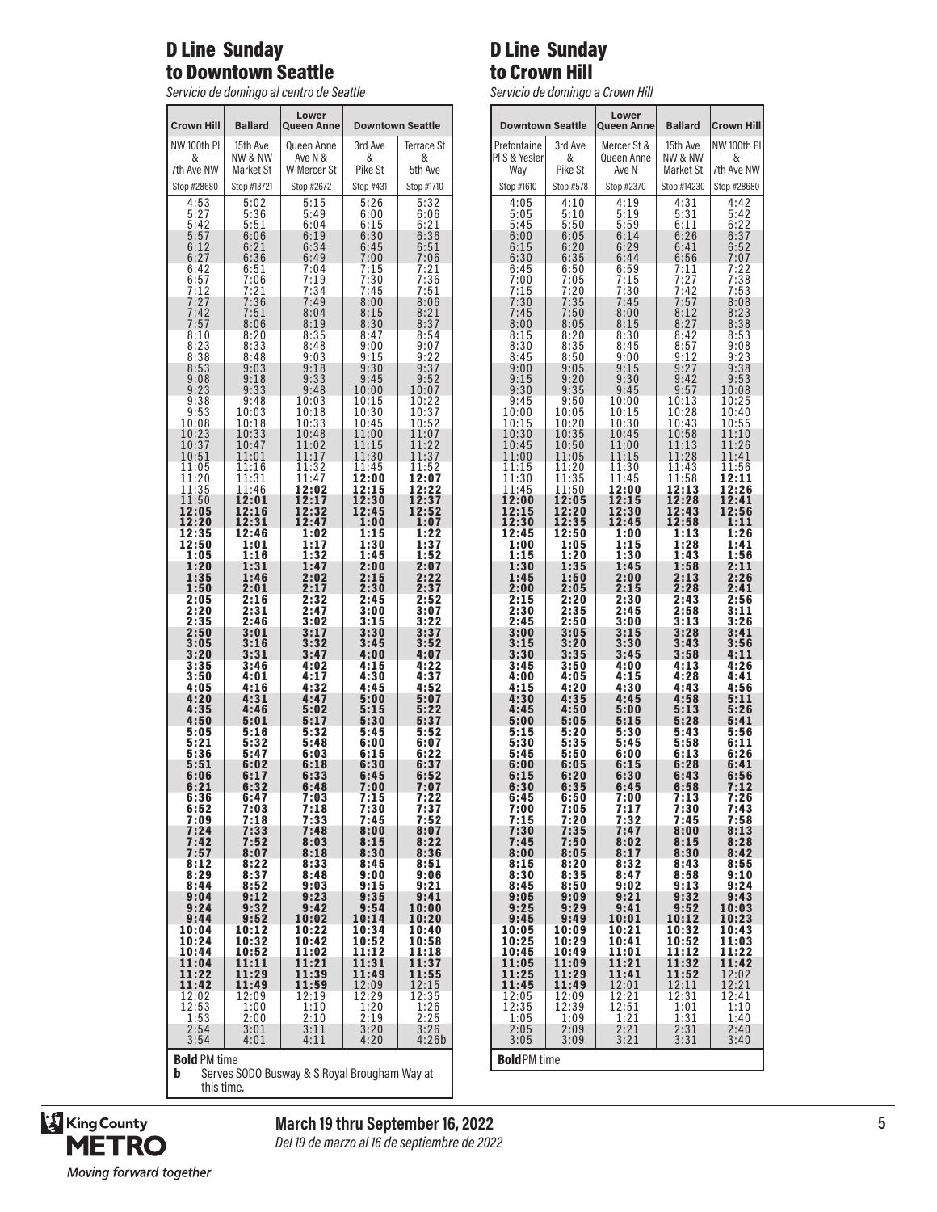## D Line Sunday to Downtown Seattle

*Servicio de domingo al centro de Seattle*

| Crown Hill | Ballard | Lower Queen Anne | Downtown Seattle | |
|---|---|---|---|---|
| NW 100th Pl & 7th Ave NW | 15th Ave NW & NW Market St | Queen Anne Ave N & W Mercer St | 3rd Ave & Pike St | Terrace St & 5th Ave |
| Stop #28680 | Stop #13721 | Stop #2672 | Stop #431 | Stop #1710 |
| 4:53 | 5:02 | 5:15 | 5:26 | 5:32 |
| 5:27 | 5:36 | 5:49 | 6:00 | 6:06 |
| 5:42 | 5:51 | 6:04 | 6:15 | 6:21 |
| 5:57 | 6:06 | 6:19 | 6:30 | 6:36 |
| 6:12 | 6:21 | 6:34 | 6:45 | 6:51 |
| 6:27 | 6:36 | 6:49 | 7:00 | 7:06 |
| 6:42 | 6:51 | 7:04 | 7:15 | 7:21 |
| 6:57 | 7:06 | 7:19 | 7:30 | 7:36 |
| 7:12 | 7:21 | 7:34 | 7:45 | 7:51 |
| 7:27 | 7:36 | 7:49 | 8:00 | 8:06 |
| 7:42 | 7:51 | 8:04 | 8:15 | 8:21 |
| 7:57 | 8:06 | 8:19 | 8:30 | 8:37 |
| 8:10 | 8:20 | 8:35 | 8:47 | 8:54 |
| 8:23 | 8:33 | 8:48 | 9:00 | 9:07 |
| 8:38 | 8:48 | 9:03 | 9:15 | 9:22 |
| 8:53 | 9:03 | 9:18 | 9:30 | 9:37 |
| 9:08 | 9:18 | 9:33 | 9:45 | 9:52 |
| 9:23 | 9:33 | 9:48 | 10:00 | 10:07 |
| 9:38 | 9:48 | 10:03 | 10:15 | 10:22 |
| 9:53 | 10:03 | 10:18 | 10:30 | 10:37 |
| 10:08 | 10:18 | 10:33 | 10:45 | 10:52 |
| 10:23 | 10:33 | 10:48 | 11:00 | 11:07 |
| 10:37 | 10:47 | 11:02 | 11:15 | 11:22 |
| 10:51 | 11:01 | 11:17 | 11:30 | 11:37 |
| 11:05 | 11:16 | 11:32 | 11:45 | 11:52 |
| 11:20 | 11:31 | 11:47 | **12:00** | **12:07** |
| 11:35 | 11:46 | **12:02** | **12:15** | **12:22** |
| 11:50 | **12:01** | **12:17** | **12:30** | **12:37** |
| **12:05** | **12:16** | **12:32** | **12:45** | **12:52** |
| **12:20** | **12:31** | **12:47** | **1:00** | **1:07** |
| **12:35** | **12:46** | **1:02** | **1:15** | **1:22** |
| **12:50** | **1:01** | **1:17** | **1:30** | **1:37** |
| **1:05** | **1:16** | **1:32** | **1:45** | **1:52** |
| **1:20** | **1:31** | **1:47** | **2:00** | **2:07** |
| **1:35** | **1:46** | **2:02** | **2:15** | **2:22** |
| **1:50** | **2:01** | **2:17** | **2:30** | **2:37** |
| **2:05** | **2:16** | **2:32** | **2:45** | **2:52** |
| **2:20** | **2:31** | **2:47** | **3:00** | **3:07** |
| **2:35** | **2:46** | **3:02** | **3:15** | **3:22** |
| **2:50** | **3:01** | **3:17** | **3:30** | **3:37** |
| **3:05** | **3:16** | **3:32** | **3:45** | **3:52** |
| **3:20** | **3:31** | **3:47** | **4:00** | **4:07** |
| **3:35** | **3:46** | **4:02** | **4:15** | **4:22** |
| **3:50** | **4:01** | **4:17** | **4:30** | **4:37** |
| **4:05** | **4:16** | **4:32** | **4:45** | **4:52** |
| **4:20** | **4:31** | **4:47** | **5:00** | **5:07** |
| **4:35** | **4:46** | **5:02** | **5:15** | **5:22** |
| **4:50** | **5:01** | **5:17** | **5:30** | **5:37** |
| **5:05** | **5:16** | **5:32** | **5:45** | **5:52** |
| **5:21** | **5:32** | **5:48** | **6:00** | **6:07** |
| **5:36** | **5:47** | **6:03** | **6:15** | **6:22** |
| **5:51** | **6:02** | **6:18** | **6:30** | **6:37** |
| **6:06** | **6:17** | **6:33** | **6:45** | **6:52** |
| **6:21** | **6:32** | **6:48** | **7:00** | **7:07** |
| **6:36** | **6:47** | **7:03** | **7:15** | **7:22** |
| **6:52** | **7:03** | **7:18** | **7:30** | **7:37** |
| **7:09** | **7:18** | **7:33** | **7:45** | **7:52** |
| **7:24** | **7:33** | **7:48** | **8:00** | **8:07** |
| **7:42** | **7:52** | **8:03** | **8:15** | **8:22** |
| **7:57** | **8:07** | **8:18** | **8:30** | **8:36** |
| **8:12** | **8:22** | **8:33** | **8:45** | **8:51** |
| **8:29** | **8:37** | **8:48** | **9:00** | **9:06** |
| **8:44** | **8:52** | **9:03** | **9:15** | **9:21** |
| **9:04** | **9:12** | **9:23** | **9:35** | **9:41** |
| **9:24** | **9:32** | **9:42** | **9:54** | **10:00** |
| **9:44** | **9:52** | **10:02** | **10:14** | **10:20** |
| **10:04** | **10:12** | **10:22** | **10:34** | **10:40** |
| **10:24** | **10:32** | **10:42** | **10:52** | **10:58** |
| **10:44** | **10:52** | **11:02** | **11:12** | **11:18** |
| **11:04** | **11:11** | **11:21** | **11:31** | **11:37** |
| **11:22** | **11:29** | **11:39** | **11:49** | **11:55** |
| **11:42** | **11:49** | **11:59** | 12:09 | 12:15 |
| 12:02 | 12:09 | 12:19 | 12:29 | 12:35 |
| 12:53 | 1:00 | 1:10 | 1:20 | 1:26 |
| 1:53 | 2:00 | 2:10 | 2:19 | 2:25 |
| 2:54 | 3:01 | 3:11 | 3:20 | 3:26 |
| 3:54 | 4:01 | 4:11 | 4:20 | 4:26b |

**Bold** PM time

**b** Serves SODO Busway & S Royal Brougham Way at this time.

## D Line Sunday to Crown Hill

*Servicio de domingo a Crown Hill*

| Downtown Seattle | | Lower Queen Anne | Ballard | Crown Hill |
|---|---|---|---|---|
| Prefontaine Pl S & Yesler Way | 3rd Ave & Pike St | Mercer St & Queen Anne Ave N | 15th Ave NW & NW Market St | NW 100th Pl & 7th Ave NW |
| Stop #1610 | Stop #578 | Stop #2370 | Stop #14230 | Stop #28680 |
| 4:05 | 4:10 | 4:19 | 4:31 | 4:42 |
| 5:05 | 5:10 | 5:19 | 5:31 | 5:42 |
| 5:45 | 5:50 | 5:59 | 6:11 | 6:22 |
| 6:00 | 6:05 | 6:14 | 6:26 | 6:37 |
| 6:15 | 6:20 | 6:29 | 6:41 | 6:52 |
| 6:30 | 6:35 | 6:44 | 6:56 | 7:07 |
| 6:45 | 6:50 | 6:59 | 7:11 | 7:22 |
| 7:00 | 7:05 | 7:15 | 7:27 | 7:38 |
| 7:15 | 7:20 | 7:30 | 7:42 | 7:53 |
| 7:30 | 7:35 | 7:45 | 7:57 | 8:08 |
| 7:45 | 7:50 | 8:00 | 8:12 | 8:23 |
| 8:00 | 8:05 | 8:15 | 8:27 | 8:38 |
| 8:15 | 8:20 | 8:30 | 8:42 | 8:53 |
| 8:30 | 8:35 | 8:45 | 8:57 | 9:08 |
| 8:45 | 8:50 | 9:00 | 9:12 | 9:23 |
| 9:00 | 9:05 | 9:15 | 9:27 | 9:38 |
| 9:15 | 9:20 | 9:30 | 9:42 | 9:53 |
| 9:30 | 9:35 | 9:45 | 9:57 | 10:08 |
| 9:45 | 9:50 | 10:00 | 10:13 | 10:25 |
| 10:00 | 10:05 | 10:15 | 10:28 | 10:40 |
| 10:15 | 10:20 | 10:30 | 10:43 | 10:55 |
| 10:30 | 10:35 | 10:45 | 10:58 | 11:10 |
| 10:45 | 10:50 | 11:00 | 11:13 | 11:26 |
| 11:00 | 11:05 | 11:15 | 11:28 | 11:41 |
| 11:15 | 11:20 | 11:30 | 11:43 | 11:56 |
| 11:30 | 11:35 | 11:45 | 11:58 | **12:11** |
| 11:45 | 11:50 | **12:00** | **12:13** | **12:26** |
| **12:00** | **12:05** | **12:15** | **12:28** | **12:41** |
| **12:15** | **12:20** | **12:30** | **12:43** | **12:56** |
| **12:30** | **12:35** | **12:45** | **12:58** | **1:11** |
| **12:45** | **12:50** | **1:00** | **1:13** | **1:26** |
| **1:00** | **1:05** | **1:15** | **1:28** | **1:41** |
| **1:15** | **1:20** | **1:30** | **1:43** | **1:56** |
| **1:30** | **1:35** | **1:45** | **1:58** | **2:11** |
| **1:45** | **1:50** | **2:00** | **2:13** | **2:26** |
| **2:00** | **2:05** | **2:15** | **2:28** | **2:41** |
| **2:15** | **2:20** | **2:30** | **2:43** | **2:56** |
| **2:30** | **2:35** | **2:45** | **2:58** | **3:11** |
| **2:45** | **2:50** | **3:00** | **3:13** | **3:26** |
| **3:00** | **3:05** | **3:15** | **3:28** | **3:41** |
| **3:15** | **3:20** | **3:30** | **3:43** | **3:56** |
| **3:30** | **3:35** | **3:45** | **3:58** | **4:11** |
| **3:45** | **3:50** | **4:00** | **4:13** | **4:26** |
| **4:00** | **4:05** | **4:15** | **4:28** | **4:41** |
| **4:15** | **4:20** | **4:30** | **4:43** | **4:56** |
| **4:30** | **4:35** | **4:45** | **4:58** | **5:11** |
| **4:45** | **4:50** | **5:00** | **5:13** | **5:26** |
| **5:00** | **5:05** | **5:15** | **5:28** | **5:41** |
| **5:15** | **5:20** | **5:30** | **5:43** | **5:56** |
| **5:30** | **5:35** | **5:45** | **5:58** | **6:11** |
| **5:45** | **5:50** | **6:00** | **6:13** | **6:26** |
| **6:00** | **6:05** | **6:15** | **6:28** | **6:41** |
| **6:15** | **6:20** | **6:30** | **6:43** | **6:56** |
| **6:30** | **6:35** | **6:45** | **6:58** | **7:12** |
| **6:45** | **6:50** | **7:00** | **7:13** | **7:26** |
| **7:00** | **7:05** | **7:17** | **7:30** | **7:43** |
| **7:15** | **7:20** | **7:32** | **7:45** | **7:58** |
| **7:30** | **7:35** | **7:47** | **8:00** | **8:13** |
| **7:45** | **7:50** | **8:02** | **8:15** | **8:28** |
| **8:00** | **8:05** | **8:17** | **8:30** | **8:42** |
| **8:15** | **8:20** | **8:32** | **8:43** | **8:55** |
| **8:30** | **8:35** | **8:47** | **8:58** | **9:10** |
| **8:45** | **8:50** | **9:02** | **9:13** | **9:24** |
| **9:05** | **9:09** | **9:21** | **9:32** | **9:43** |
| **9:25** | **9:29** | **9:41** | **9:52** | **10:03** |
| **9:45** | **9:49** | **10:01** | **10:12** | **10:23** |
| **10:05** | **10:09** | **10:21** | **10:32** | **10:43** |
| **10:25** | **10:29** | **10:41** | **10:52** | **11:03** |
| **10:45** | **10:49** | **11:01** | **11:12** | **11:22** |
| **11:05** | **11:09** | **11:21** | **11:32** | **11:42** |
| **11:25** | **11:29** | **11:41** | **11:52** | 12:02 |
| **11:45** | **11:49** | 12:01 | 12:11 | 12:21 |
| 12:05 | 12:09 | 12:21 | 12:31 | 12:41 |
| 12:35 | 12:39 | 12:51 | 1:01 | 1:10 |
| 1:05 | 1:09 | 1:21 | 1:31 | 1:40 |
| 2:05 | 2:09 | 2:21 | 2:31 | 2:40 |
| 3:05 | 3:09 | 3:21 | 3:31 | 3:40 |

**Bold** PM time

King County METRO
*Moving forward together*

**March 19 thru September 16, 2022**
*Del 19 de marzo al 16 de septiembre de 2022*